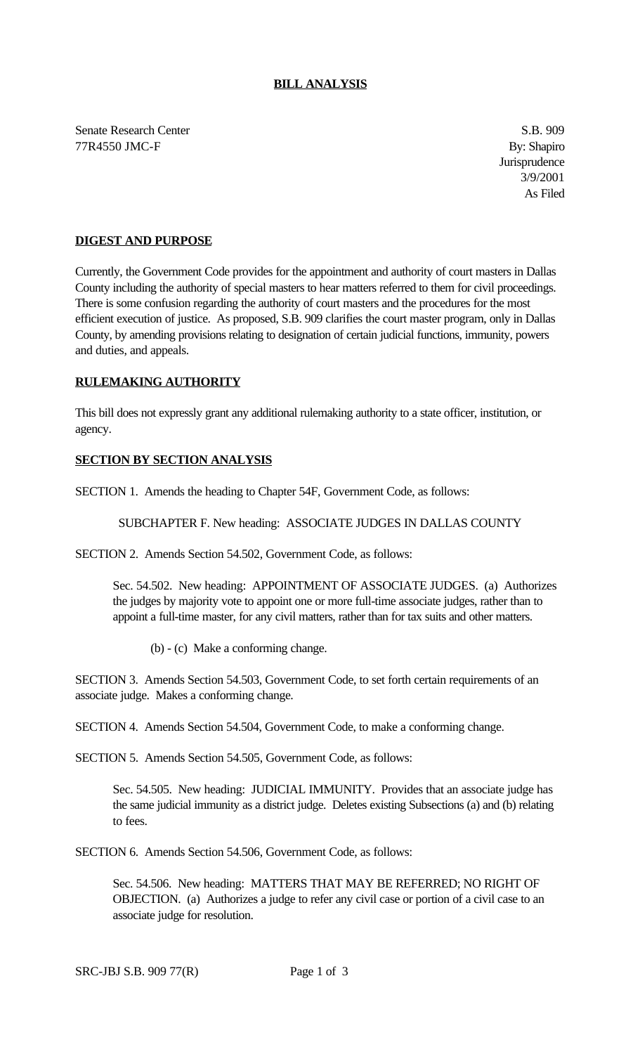**BILL ANALYSIS**

Senate Research Center
77R4550 JMC-F

S.B. 909
By: Shapiro
Jurisprudence
3/9/2001
As Filed

**DIGEST AND PURPOSE**

Currently, the Government Code provides for the appointment and authority of court masters in Dallas County including the authority of special masters to hear matters referred to them for civil proceedings. There is some confusion regarding the authority of court masters and the procedures for the most efficient execution of justice. As proposed, S.B. 909 clarifies the court master program, only in Dallas County, by amending provisions relating to designation of certain judicial functions, immunity, powers and duties, and appeals.

**RULEMAKING AUTHORITY**

This bill does not expressly grant any additional rulemaking authority to a state officer, institution, or agency.

**SECTION BY SECTION ANALYSIS**

SECTION 1. Amends the heading to Chapter 54F, Government Code, as follows:

SUBCHAPTER F. New heading: ASSOCIATE JUDGES IN DALLAS COUNTY

SECTION 2. Amends Section 54.502, Government Code, as follows:

Sec. 54.502. New heading: APPOINTMENT OF ASSOCIATE JUDGES. (a) Authorizes the judges by majority vote to appoint one or more full-time associate judges, rather than to appoint a full-time master, for any civil matters, rather than for tax suits and other matters.

(b) - (c) Make a conforming change.

SECTION 3. Amends Section 54.503, Government Code, to set forth certain requirements of an associate judge. Makes a conforming change.

SECTION 4. Amends Section 54.504, Government Code, to make a conforming change.

SECTION 5. Amends Section 54.505, Government Code, as follows:

Sec. 54.505. New heading: JUDICIAL IMMUNITY. Provides that an associate judge has the same judicial immunity as a district judge. Deletes existing Subsections (a) and (b) relating to fees.

SECTION 6. Amends Section 54.506, Government Code, as follows:

Sec. 54.506. New heading: MATTERS THAT MAY BE REFERRED; NO RIGHT OF OBJECTION. (a) Authorizes a judge to refer any civil case or portion of a civil case to an associate judge for resolution.

SRC-JBJ S.B. 909 77(R)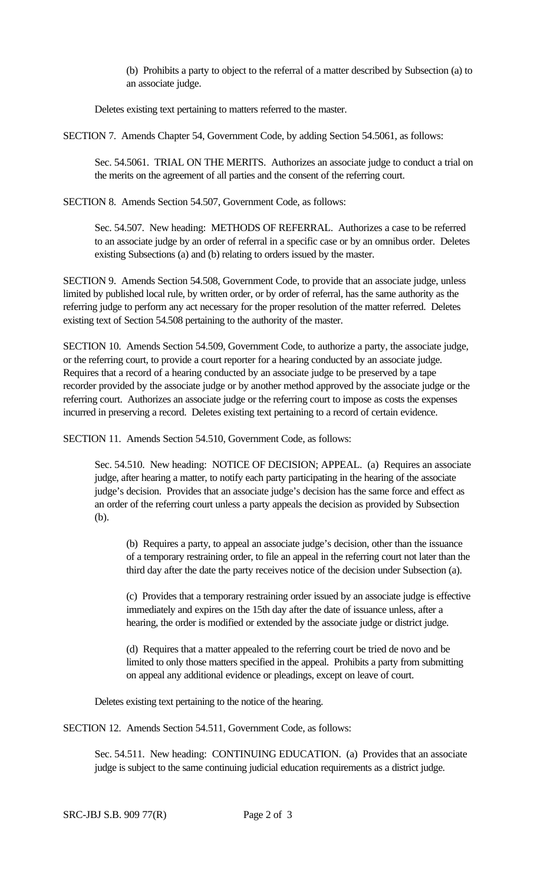(b) Prohibits a party to object to the referral of a matter described by Subsection (a) to an associate judge.

Deletes existing text pertaining to matters referred to the master.

SECTION 7. Amends Chapter 54, Government Code, by adding Section 54.5061, as follows:

Sec. 54.5061. TRIAL ON THE MERITS. Authorizes an associate judge to conduct a trial on the merits on the agreement of all parties and the consent of the referring court.

SECTION 8. Amends Section 54.507, Government Code, as follows:

Sec. 54.507. New heading: METHODS OF REFERRAL. Authorizes a case to be referred to an associate judge by an order of referral in a specific case or by an omnibus order. Deletes existing Subsections (a) and (b) relating to orders issued by the master.

SECTION 9. Amends Section 54.508, Government Code, to provide that an associate judge, unless limited by published local rule, by written order, or by order of referral, has the same authority as the referring judge to perform any act necessary for the proper resolution of the matter referred. Deletes existing text of Section 54.508 pertaining to the authority of the master.

SECTION 10. Amends Section 54.509, Government Code, to authorize a party, the associate judge, or the referring court, to provide a court reporter for a hearing conducted by an associate judge. Requires that a record of a hearing conducted by an associate judge to be preserved by a tape recorder provided by the associate judge or by another method approved by the associate judge or the referring court. Authorizes an associate judge or the referring court to impose as costs the expenses incurred in preserving a record. Deletes existing text pertaining to a record of certain evidence.

SECTION 11. Amends Section 54.510, Government Code, as follows:

Sec. 54.510. New heading: NOTICE OF DECISION; APPEAL. (a) Requires an associate judge, after hearing a matter, to notify each party participating in the hearing of the associate judge's decision. Provides that an associate judge's decision has the same force and effect as an order of the referring court unless a party appeals the decision as provided by Subsection (b).

(b) Requires a party, to appeal an associate judge's decision, other than the issuance of a temporary restraining order, to file an appeal in the referring court not later than the third day after the date the party receives notice of the decision under Subsection (a).

(c) Provides that a temporary restraining order issued by an associate judge is effective immediately and expires on the 15th day after the date of issuance unless, after a hearing, the order is modified or extended by the associate judge or district judge.

(d) Requires that a matter appealed to the referring court be tried de novo and be limited to only those matters specified in the appeal. Prohibits a party from submitting on appeal any additional evidence or pleadings, except on leave of court.

Deletes existing text pertaining to the notice of the hearing.

SECTION 12. Amends Section 54.511, Government Code, as follows:

Sec. 54.511. New heading: CONTINUING EDUCATION. (a) Provides that an associate judge is subject to the same continuing judicial education requirements as a district judge.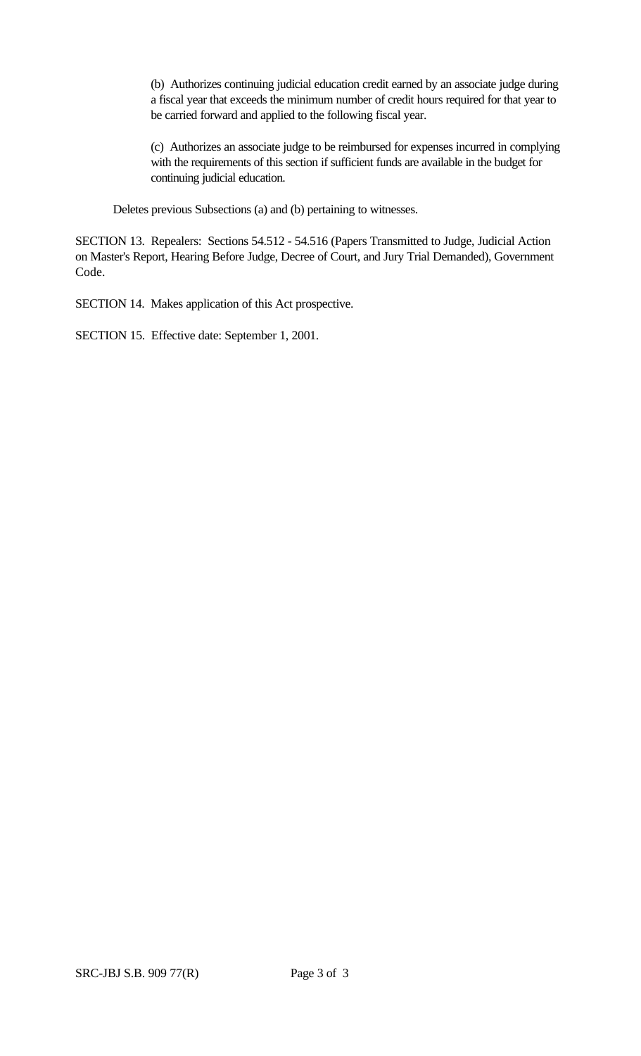(b) Authorizes continuing judicial education credit earned by an associate judge during a fiscal year that exceeds the minimum number of credit hours required for that year to be carried forward and applied to the following fiscal year.

(c) Authorizes an associate judge to be reimbursed for expenses incurred in complying with the requirements of this section if sufficient funds are available in the budget for continuing judicial education.

Deletes previous Subsections (a) and (b) pertaining to witnesses.

SECTION 13. Repealers: Sections 54.512 - 54.516 (Papers Transmitted to Judge, Judicial Action on Master's Report, Hearing Before Judge, Decree of Court, and Jury Trial Demanded), Government Code.

SECTION 14. Makes application of this Act prospective.

SECTION 15. Effective date: September 1, 2001.